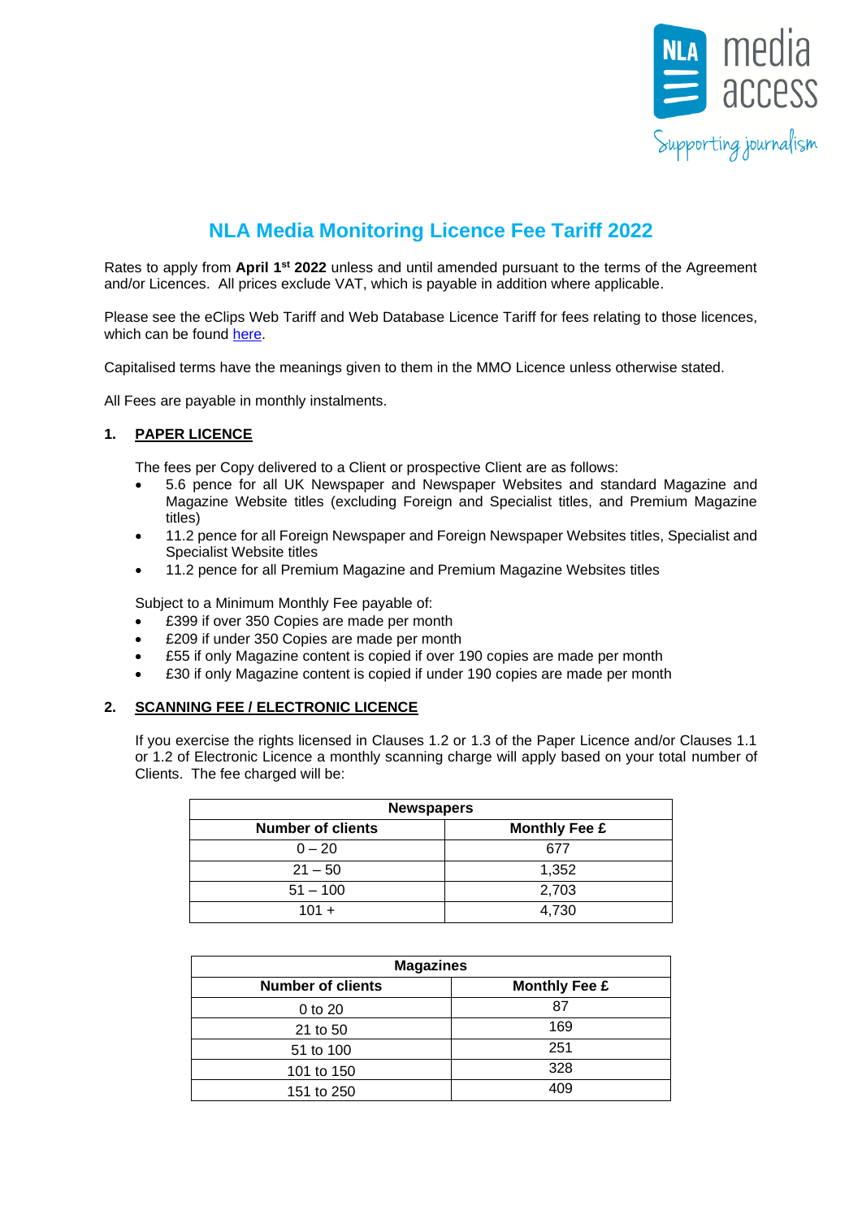# NLA Media Monitoring Licence Fee Tariff 2022

Rates to apply from **April 1st 2022** unless and until amended pursuant to the terms of the Agreement and/or Licences. All prices exclude VAT, which is payable in addition where applicable.

Please see the eClips Web Tariff and Web Database Licence Tariff for fees relating to those licences, which can be found here.

Capitalised terms have the meanings given to them in the MMO Licence unless otherwise stated.

All Fees are payable in monthly instalments.

## 1. PAPER LICENCE

The fees per Copy delivered to a Client or prospective Client are as follows:

- 5.6 pence for all UK Newspaper and Newspaper Websites and standard Magazine and Magazine Website titles (excluding Foreign and Specialist titles, and Premium Magazine titles)
- 11.2 pence for all Foreign Newspaper and Foreign Newspaper Websites titles, Specialist and Specialist Website titles
- 11.2 pence for all Premium Magazine and Premium Magazine Websites titles

Subject to a Minimum Monthly Fee payable of:

- £399 if over 350 Copies are made per month
- £209 if under 350 Copies are made per month
- £55 if only Magazine content is copied if over 190 copies are made per month
- £30 if only Magazine content is copied if under 190 copies are made per month

## 2. SCANNING FEE / ELECTRONIC LICENCE

If you exercise the rights licensed in Clauses 1.2 or 1.3 of the Paper Licence and/or Clauses 1.1 or 1.2 of Electronic Licence a monthly scanning charge will apply based on your total number of Clients. The fee charged will be:

| Newspapers | |
|---|---|
| **Number of clients** | **Monthly Fee £** |
| 0 – 20 | 677 |
| 21 – 50 | 1,352 |
| 51 – 100 | 2,703 |
| 101 + | 4,730 |

| Magazines | |
|---|---|
| **Number of clients** | **Monthly Fee £** |
| 0 to 20 | 87 |
| 21 to 50 | 169 |
| 51 to 100 | 251 |
| 101 to 150 | 328 |
| 151 to 250 | 409 |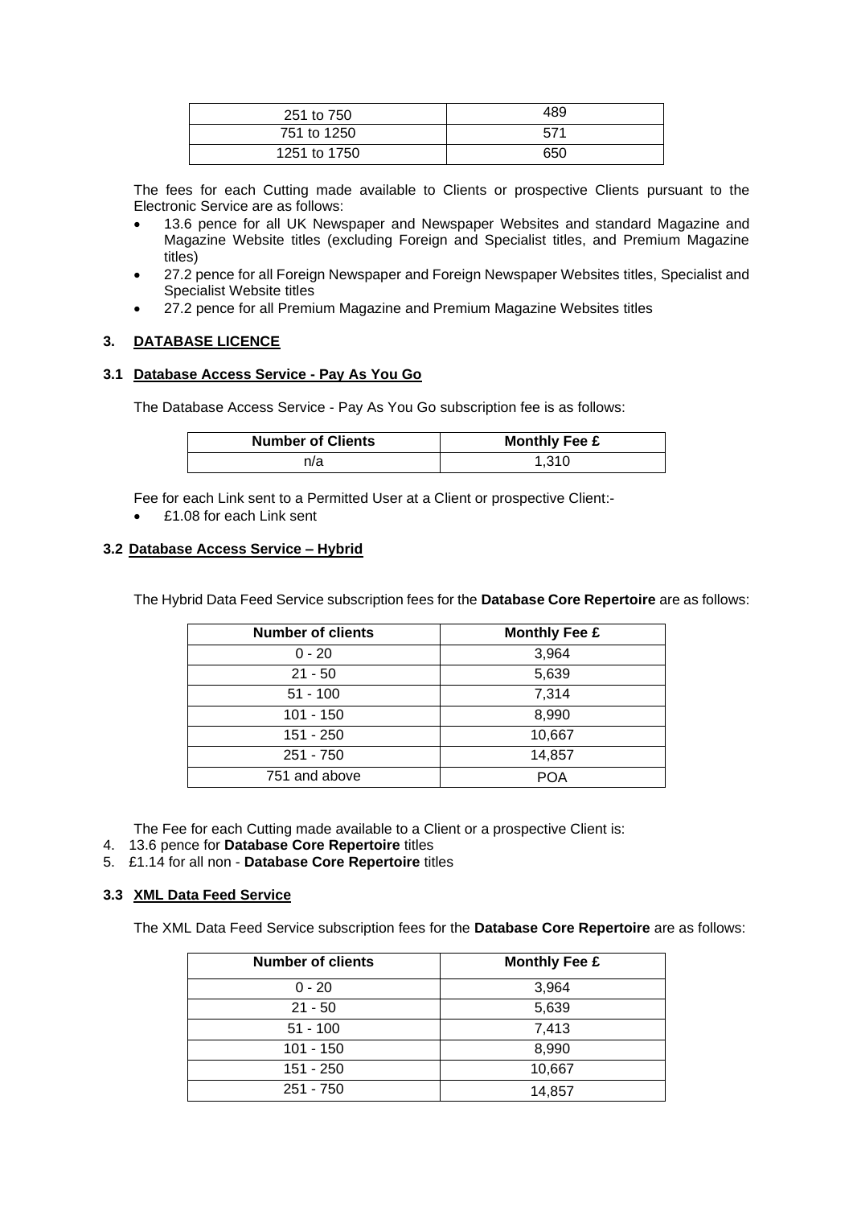| 251 to 750 | 489 |
|---|---|
| 751 to 1250 | 571 |
| 1251 to 1750 | 650 |

The fees for each Cutting made available to Clients or prospective Clients pursuant to the Electronic Service are as follows:

- 13.6 pence for all UK Newspaper and Newspaper Websites and standard Magazine and Magazine Website titles (excluding Foreign and Specialist titles, and Premium Magazine titles)
- 27.2 pence for all Foreign Newspaper and Foreign Newspaper Websites titles, Specialist and Specialist Website titles
- 27.2 pence for all Premium Magazine and Premium Magazine Websites titles

## 3. DATABASE LICENCE

### 3.1 Database Access Service - Pay As You Go

The Database Access Service - Pay As You Go subscription fee is as follows:

| Number of Clients | Monthly Fee £ |
|---|---|
| n/a | 1,310 |

Fee for each Link sent to a Permitted User at a Client or prospective Client:-

- £1.08 for each Link sent

### 3.2 Database Access Service – Hybrid

The Hybrid Data Feed Service subscription fees for the **Database Core Repertoire** are as follows:

| Number of clients | Monthly Fee £ |
|---|---|
| 0 - 20 | 3,964 |
| 21 - 50 | 5,639 |
| 51 - 100 | 7,314 |
| 101 - 150 | 8,990 |
| 151 - 250 | 10,667 |
| 251 - 750 | 14,857 |
| 751 and above | POA |

The Fee for each Cutting made available to a Client or a prospective Client is:

4. 13.6 pence for **Database Core Repertoire** titles
5. £1.14 for all non - **Database Core Repertoire** titles

### 3.3 XML Data Feed Service

The XML Data Feed Service subscription fees for the **Database Core Repertoire** are as follows:

| Number of clients | Monthly Fee £ |
|---|---|
| 0 - 20 | 3,964 |
| 21 - 50 | 5,639 |
| 51 - 100 | 7,413 |
| 101 - 150 | 8,990 |
| 151 - 250 | 10,667 |
| 251 - 750 | 14,857 |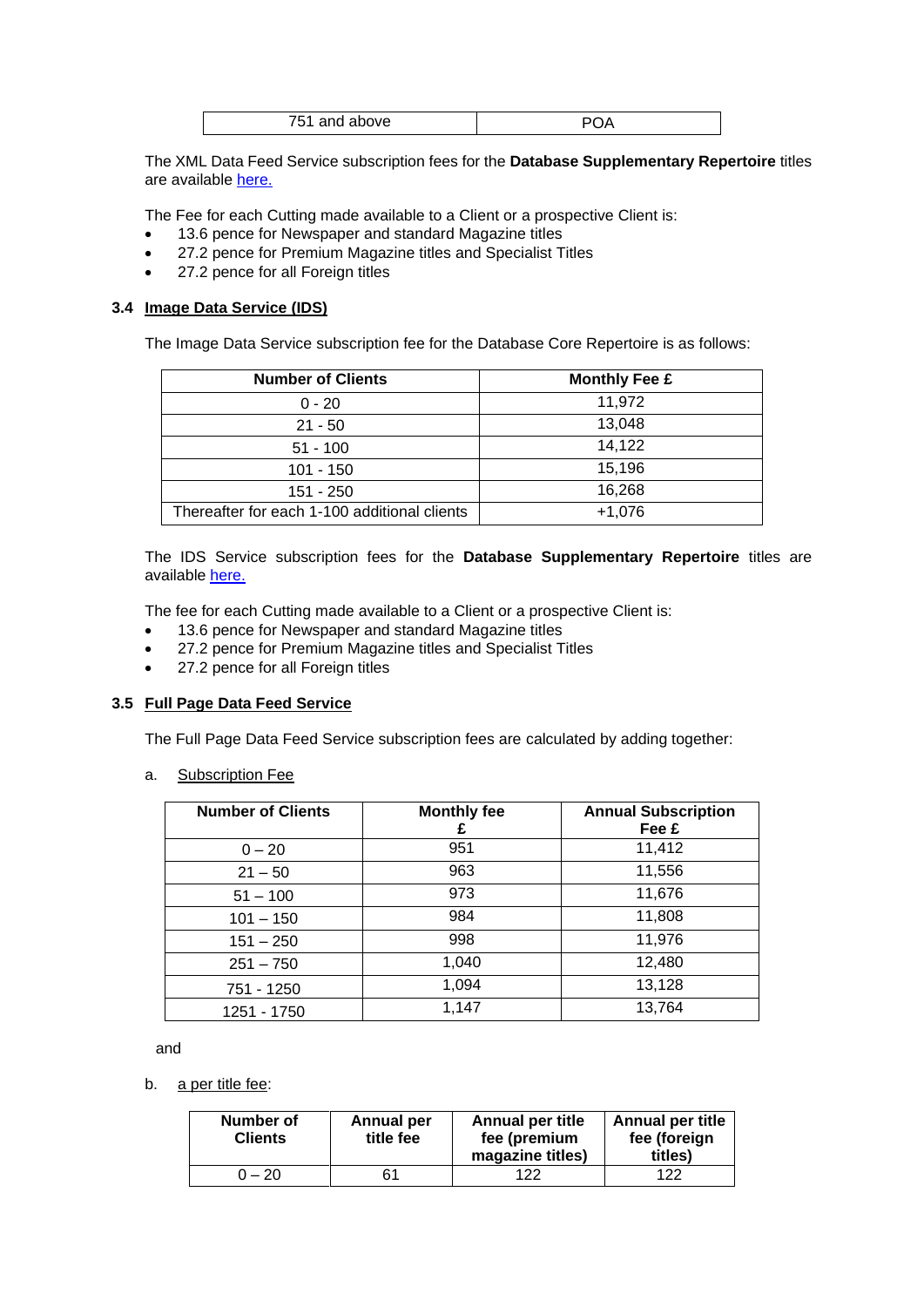| 751 and above | POA |
|---|---|

The XML Data Feed Service subscription fees for the **Database Supplementary Repertoire** titles are available here.

The Fee for each Cutting made available to a Client or a prospective Client is:

- 13.6 pence for Newspaper and standard Magazine titles
- 27.2 pence for Premium Magazine titles and Specialist Titles
- 27.2 pence for all Foreign titles

### 3.4 Image Data Service (IDS)

The Image Data Service subscription fee for the Database Core Repertoire is as follows:

| Number of Clients | Monthly Fee £ |
|---|---|
| 0 - 20 | 11,972 |
| 21 - 50 | 13,048 |
| 51 - 100 | 14,122 |
| 101 - 150 | 15,196 |
| 151 - 250 | 16,268 |
| Thereafter for each 1-100 additional clients | +1,076 |

The IDS Service subscription fees for the **Database Supplementary Repertoire** titles are available here.

The fee for each Cutting made available to a Client or a prospective Client is:

- 13.6 pence for Newspaper and standard Magazine titles
- 27.2 pence for Premium Magazine titles and Specialist Titles
- 27.2 pence for all Foreign titles

### 3.5 Full Page Data Feed Service

The Full Page Data Feed Service subscription fees are calculated by adding together:

a. Subscription Fee

| Number of Clients | Monthly fee £ | Annual Subscription Fee £ |
|---|---|---|
| 0 – 20 | 951 | 11,412 |
| 21 – 50 | 963 | 11,556 |
| 51 – 100 | 973 | 11,676 |
| 101 – 150 | 984 | 11,808 |
| 151 – 250 | 998 | 11,976 |
| 251 – 750 | 1,040 | 12,480 |
| 751 - 1250 | 1,094 | 13,128 |
| 1251 - 1750 | 1,147 | 13,764 |

and

b. a per title fee:

| Number of Clients | Annual per title fee | Annual per title fee (premium magazine titles) | Annual per title fee (foreign titles) |
|---|---|---|---|
| 0 – 20 | 61 | 122 | 122 |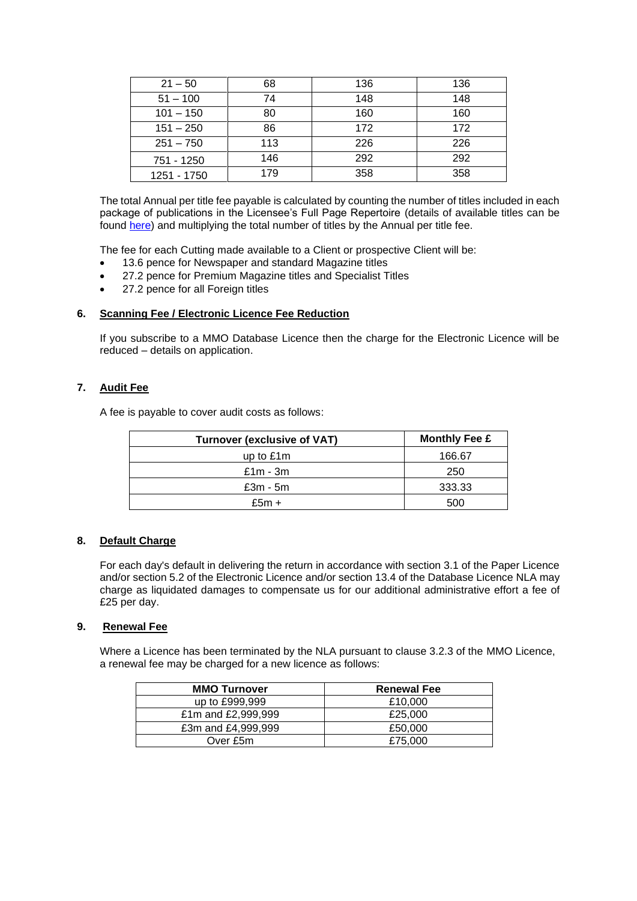| | | | |
|---|---|---|---|
| 21 – 50 | 68 | 136 | 136 |
| 51 – 100 | 74 | 148 | 148 |
| 101 – 150 | 80 | 160 | 160 |
| 151 – 250 | 86 | 172 | 172 |
| 251 – 750 | 113 | 226 | 226 |
| 751 - 1250 | 146 | 292 | 292 |
| 1251 - 1750 | 179 | 358 | 358 |

The total Annual per title fee payable is calculated by counting the number of titles included in each package of publications in the Licensee's Full Page Repertoire (details of available titles can be found here) and multiplying the total number of titles by the Annual per title fee.

The fee for each Cutting made available to a Client or prospective Client will be:

- 13.6 pence for Newspaper and standard Magazine titles
- 27.2 pence for Premium Magazine titles and Specialist Titles
- 27.2 pence for all Foreign titles

## 6. Scanning Fee / Electronic Licence Fee Reduction

If you subscribe to a MMO Database Licence then the charge for the Electronic Licence will be reduced – details on application.

## 7. Audit Fee

A fee is payable to cover audit costs as follows:

| Turnover (exclusive of VAT) | Monthly Fee £ |
|---|---|
| up to £1m | 166.67 |
| £1m - 3m | 250 |
| £3m - 5m | 333.33 |
| £5m + | 500 |

## 8. Default Charge

For each day's default in delivering the return in accordance with section 3.1 of the Paper Licence and/or section 5.2 of the Electronic Licence and/or section 13.4 of the Database Licence NLA may charge as liquidated damages to compensate us for our additional administrative effort a fee of £25 per day.

## 9. Renewal Fee

Where a Licence has been terminated by the NLA pursuant to clause 3.2.3 of the MMO Licence, a renewal fee may be charged for a new licence as follows:

| MMO Turnover | Renewal Fee |
|---|---|
| up to £999,999 | £10,000 |
| £1m and £2,999,999 | £25,000 |
| £3m and £4,999,999 | £50,000 |
| Over £5m | £75,000 |